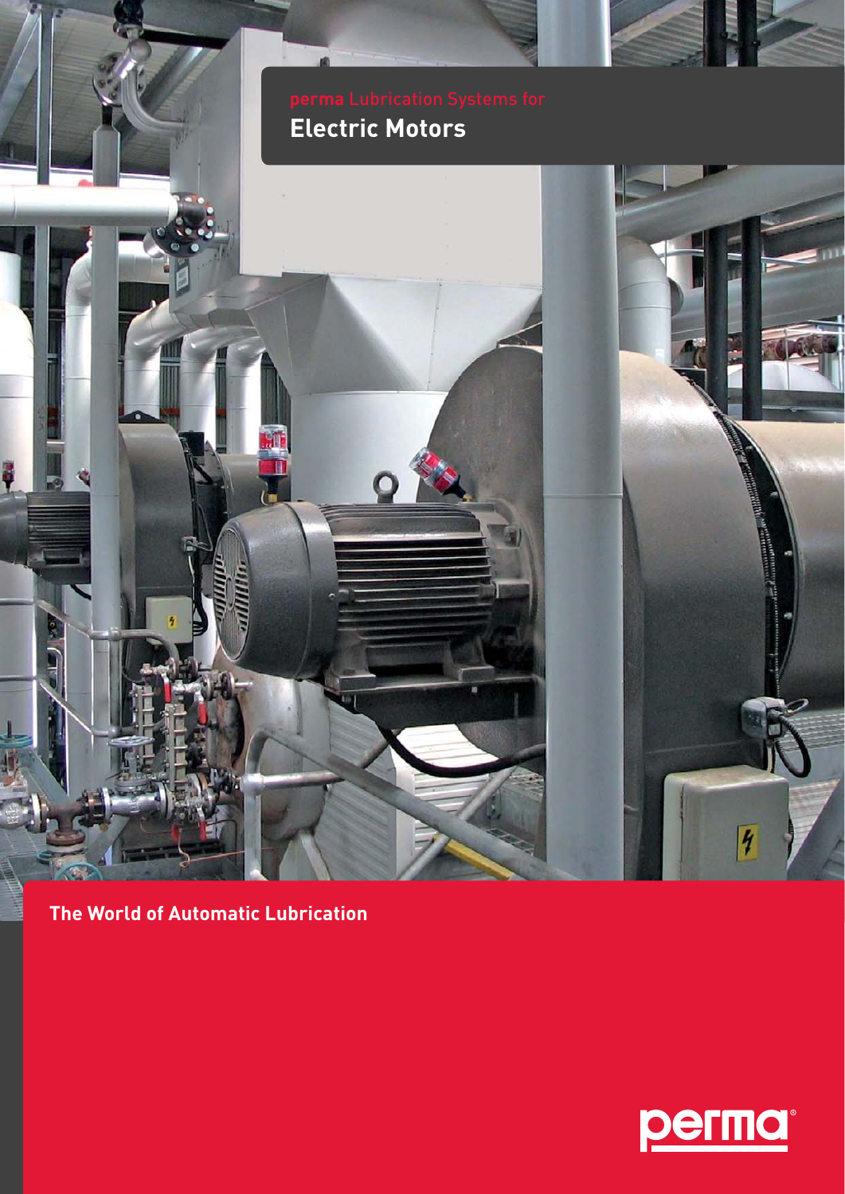# perma Lubrication Systems for Electric Motors

**The World of Automatic Lubrication**

perma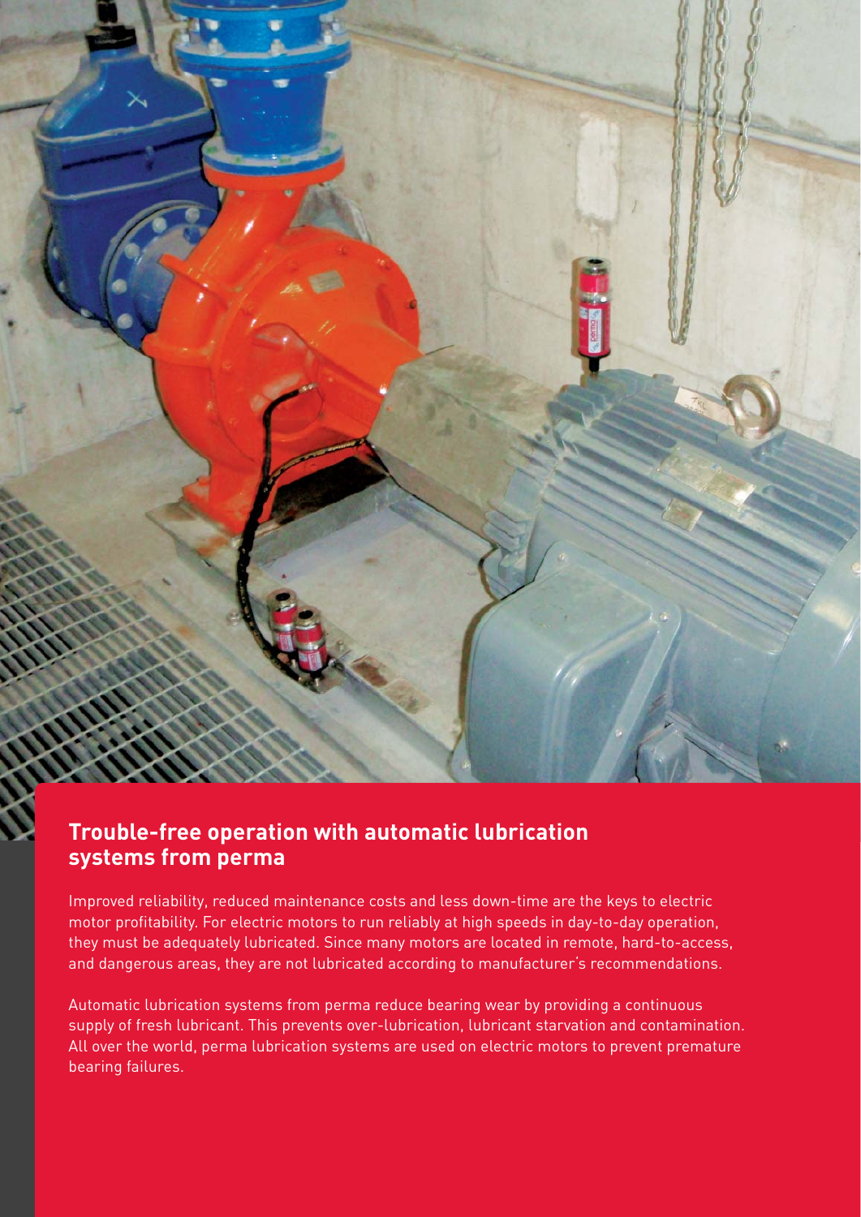## Trouble-free operation with automatic lubrication systems from perma

Improved reliability, reduced maintenance costs and less down-time are the keys to electric motor profitability. For electric motors to run reliably at high speeds in day-to-day operation, they must be adequately lubricated. Since many motors are located in remote, hard-to-access, and dangerous areas, they are not lubricated according to manufacturer's recommendations.

Automatic lubrication systems from perma reduce bearing wear by providing a continuous supply of fresh lubricant. This prevents over-lubrication, lubricant starvation and contamination. All over the world, perma lubrication systems are used on electric motors to prevent premature bearing failures.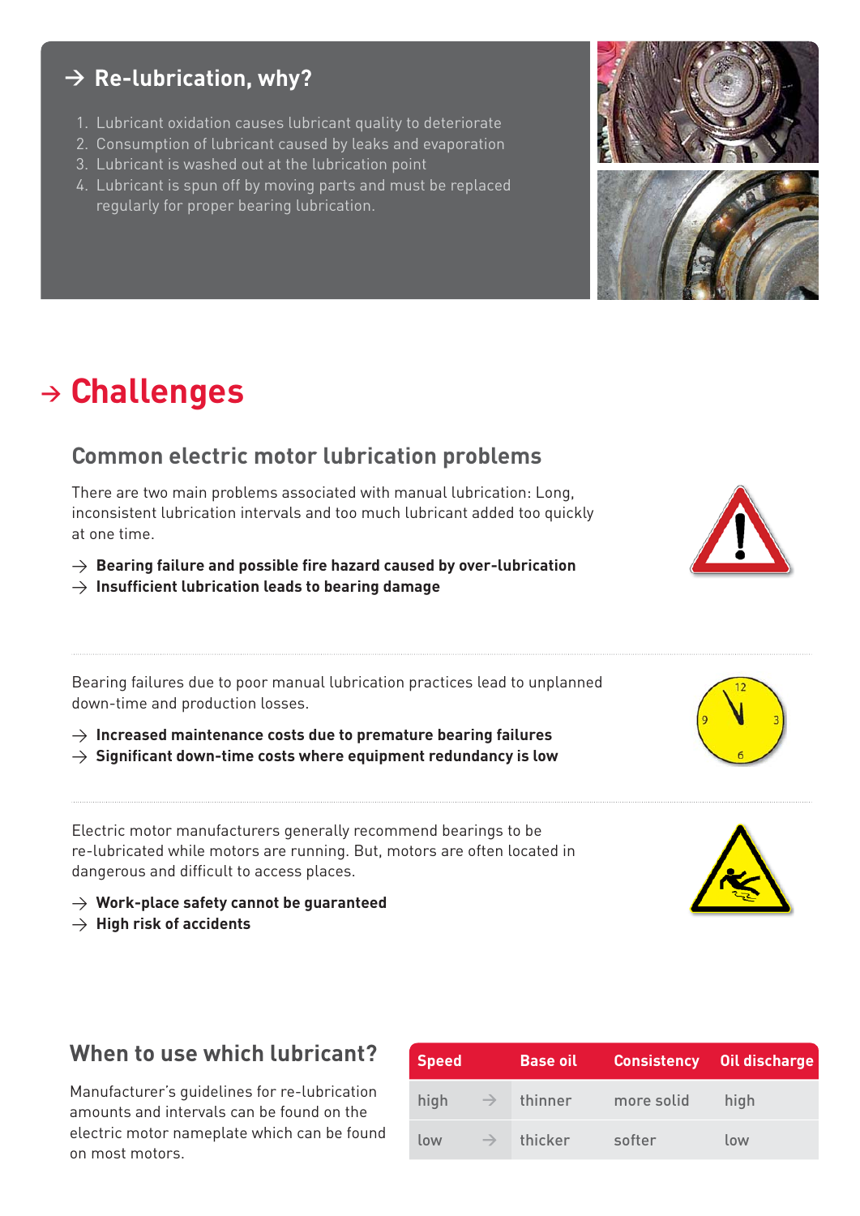## → Re-lubrication, why?

1. Lubricant oxidation causes lubricant quality to deteriorate
2. Consumption of lubricant caused by leaks and evaporation
3. Lubricant is washed out at the lubrication point
4. Lubricant is spun off by moving parts and must be replaced regularly for proper bearing lubrication.

# → Challenges

### Common electric motor lubrication problems

There are two main problems associated with manual lubrication: Long, inconsistent lubrication intervals and too much lubricant added too quickly at one time.

→ **Bearing failure and possible fire hazard caused by over-lubrication**
→ **Insufficient lubrication leads to bearing damage**

Bearing failures due to poor manual lubrication practices lead to unplanned down-time and production losses.

→ **Increased maintenance costs due to premature bearing failures**
→ **Significant down-time costs where equipment redundancy is low**

Electric motor manufacturers generally recommend bearings to be re-lubricated while motors are running. But, motors are often located in dangerous and difficult to access places.

→ **Work-place safety cannot be guaranteed**
→ **High risk of accidents**

### When to use which lubricant?

Manufacturer's guidelines for re-lubrication amounts and intervals can be found on the electric motor nameplate which can be found on most motors.

| Speed | | Base oil | Consistency | Oil discharge |
|---|---|---|---|---|
| high | → | thinner | more solid | high |
| low | → | thicker | softer | low |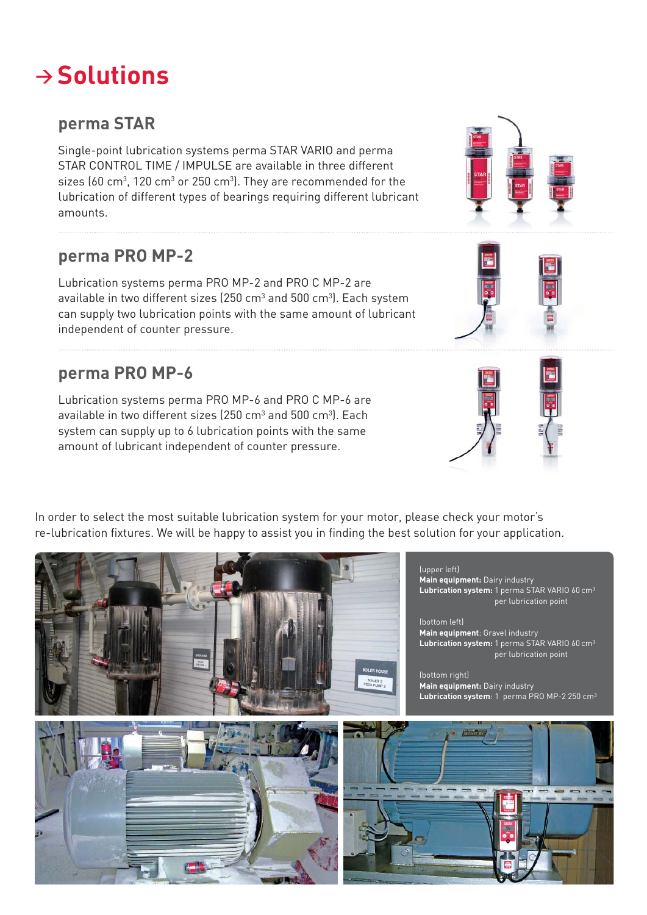# → Solutions

## perma STAR

Single-point lubrication systems perma STAR VARIO and perma STAR CONTROL TIME / IMPULSE are available in three different sizes (60 cm³, 120 cm³ or 250 cm³). They are recommended for the lubrication of different types of bearings requiring different lubricant amounts.

## perma PRO MP-2

Lubrication systems perma PRO MP-2 and PRO C MP-2 are available in two different sizes (250 cm³ and 500 cm³). Each system can supply two lubrication points with the same amount of lubricant independent of counter pressure.

## perma PRO MP-6

Lubrication systems perma PRO MP-6 and PRO C MP-6 are available in two different sizes (250 cm³ and 500 cm³). Each system can supply up to 6 lubrication points with the same amount of lubricant independent of counter pressure.

In order to select the most suitable lubrication system for your motor, please check your motor's re-lubrication fixtures. We will be happy to assist you in finding the best solution for your application.

(upper left)
**Main equipment:** Dairy industry
**Lubrication system:** 1 perma STAR VARIO 60 cm³ per lubrication point

(bottom left)
**Main equipment**: Gravel industry
**Lubrication system:** 1 perma STAR VARIO 60 cm³ per lubrication point

(bottom right)
**Main equipment:** Dairy industry
**Lubrication system**: 1 perma PRO MP-2 250 cm³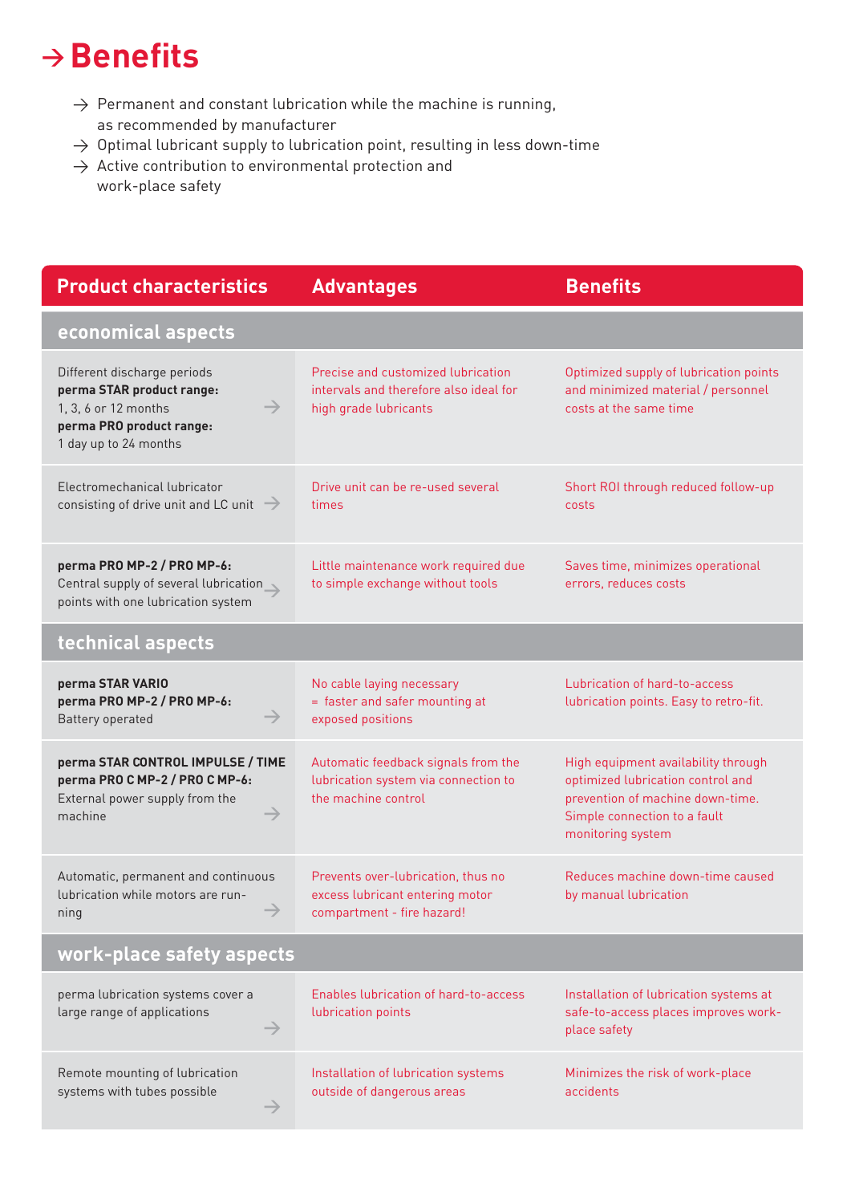# → Benefits

- → Permanent and constant lubrication while the machine is running, as recommended by manufacturer
- → Optimal lubricant supply to lubrication point, resulting in less down-time
- → Active contribution to environmental protection and work-place safety

| Product characteristics | Advantages | Benefits |
|---|---|---|
| **economical aspects** | | |
| Different discharge periods<br>**perma STAR product range:**<br>1, 3, 6 or 12 months<br>**perma PRO product range:**<br>1 day up to 24 months → | Precise and customized lubrication intervals and therefore also ideal for high grade lubricants | Optimized supply of lubrication points and minimized material / personnel costs at the same time |
| Electromechanical lubricator consisting of drive unit and LC unit → | Drive unit can be re-used several times | Short ROI through reduced follow-up costs |
| **perma PRO MP-2 / PRO MP-6:**<br>Central supply of several lubrication points with one lubrication system → | Little maintenance work required due to simple exchange without tools | Saves time, minimizes operational errors, reduces costs |
| **technical aspects** | | |
| **perma STAR VARIO**<br>**perma PRO MP-2 / PRO MP-6:**<br>Battery operated → | No cable laying necessary<br>= faster and safer mounting at exposed positions | Lubrication of hard-to-access lubrication points. Easy to retro-fit. |
| **perma STAR CONTROL IMPULSE / TIME**<br>**perma PRO C MP-2 / PRO C MP-6:**<br>External power supply from the machine → | Automatic feedback signals from the lubrication system via connection to the machine control | High equipment availability through optimized lubrication control and prevention of machine down-time. Simple connection to a fault monitoring system |
| Automatic, permanent and continuous lubrication while motors are running → | Prevents over-lubrication, thus no excess lubricant entering motor compartment - fire hazard! | Reduces machine down-time caused by manual lubrication |
| **work-place safety aspects** | | |
| perma lubrication systems cover a large range of applications → | Enables lubrication of hard-to-access lubrication points | Installation of lubrication systems at safe-to-access places improves work-place safety |
| Remote mounting of lubrication systems with tubes possible → | Installation of lubrication systems outside of dangerous areas | Minimizes the risk of work-place accidents |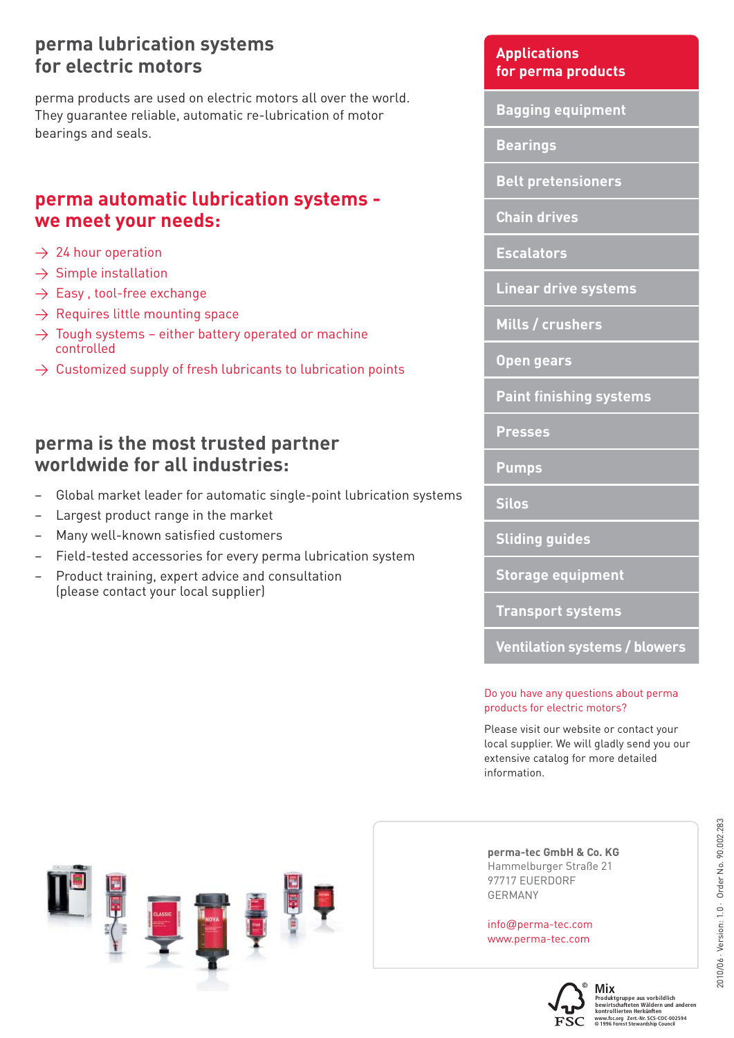## perma lubrication systems for electric motors

perma products are used on electric motors all over the world. They guarantee reliable, automatic re-lubrication of motor bearings and seals.

## perma automatic lubrication systems - we meet your needs:

- → 24 hour operation
- → Simple installation
- → Easy , tool-free exchange
- → Requires little mounting space
- → Tough systems – either battery operated or machine controlled
- → Customized supply of fresh lubricants to lubrication points

## perma is the most trusted partner worldwide for all industries:

- Global market leader for automatic single-point lubrication systems
- Largest product range in the market
- Many well-known satisfied customers
- Field-tested accessories for every perma lubrication system
- Product training, expert advice and consultation (please contact your local supplier)

## Applications for perma products

- Bagging equipment
- Bearings
- Belt pretensioners
- Chain drives
- Escalators
- Linear drive systems
- Mills / crushers
- Open gears
- Paint finishing systems
- Presses
- Pumps
- Silos
- Sliding guides
- Storage equipment
- Transport systems
- Ventilation systems / blowers

Do you have any questions about perma products for electric motors?

Please visit our website or contact your local supplier. We will gladly send you our extensive catalog for more detailed information.

**perma-tec GmbH & Co. KG**
Hammelburger Straße 21
97717 EUERDORF
GERMANY

info@perma-tec.com
www.perma-tec.com

Mix
Produktgruppe aus vorbildlich bewirtschafteten Wäldern und anderen kontrollierten Herkünften
www.fsc.org Zert.-Nr. SCS-COC-002594
© 1996 Forest Stewardship Council

2010/06 · Version: 1.0 · Order No. 90.002.283